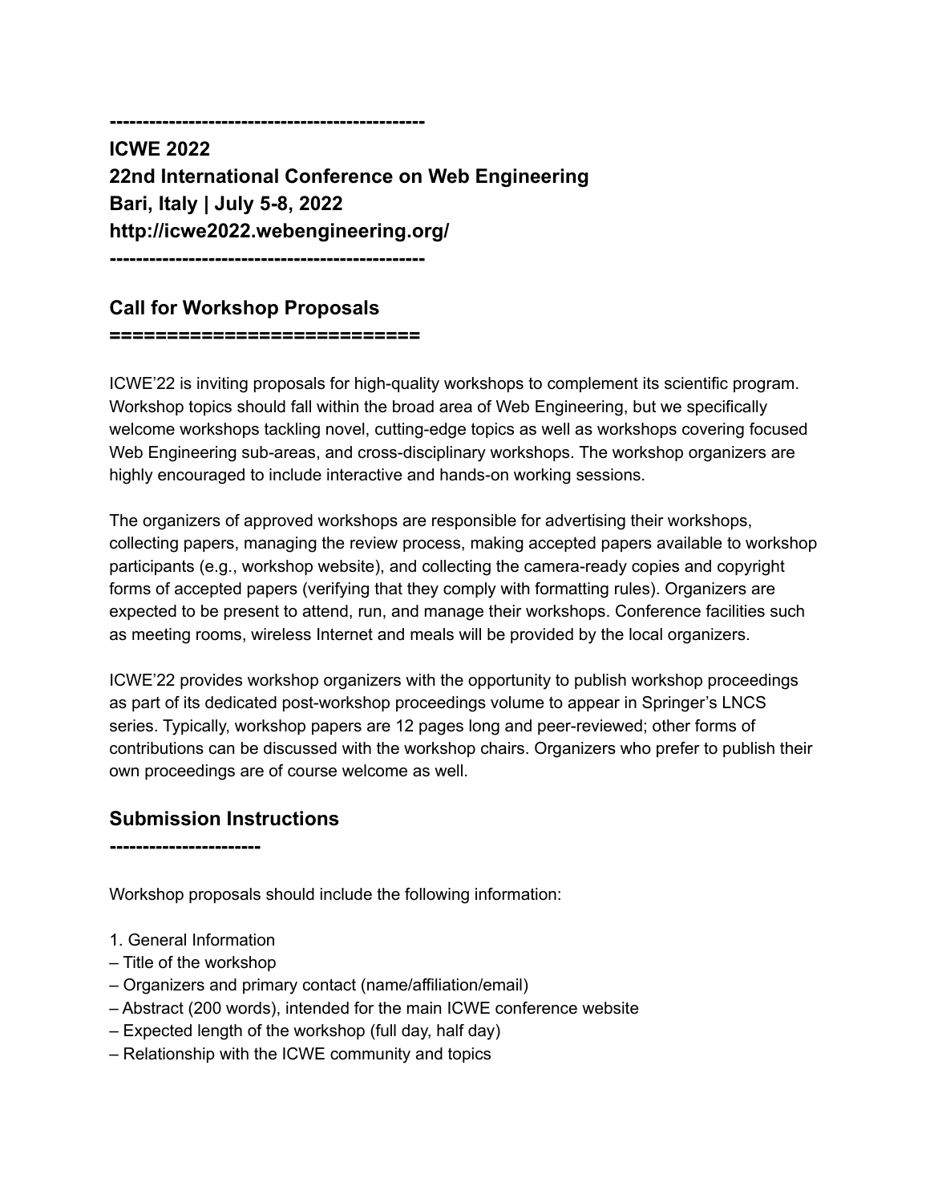------------------------------------------------

**ICWE 2022**
**22nd International Conference on Web Engineering**
**Bari, Italy | July 5-8, 2022**
**http://icwe2022.webengineering.org/**

------------------------------------------------

## Call for Workshop Proposals

==========================

ICWE'22 is inviting proposals for high-quality workshops to complement its scientific program. Workshop topics should fall within the broad area of Web Engineering, but we specifically welcome workshops tackling novel, cutting-edge topics as well as workshops covering focused Web Engineering sub-areas, and cross-disciplinary workshops. The workshop organizers are highly encouraged to include interactive and hands-on working sessions.

The organizers of approved workshops are responsible for advertising their workshops, collecting papers, managing the review process, making accepted papers available to workshop participants (e.g., workshop website), and collecting the camera-ready copies and copyright forms of accepted papers (verifying that they comply with formatting rules). Organizers are expected to be present to attend, run, and manage their workshops. Conference facilities such as meeting rooms, wireless Internet and meals will be provided by the local organizers.

ICWE'22 provides workshop organizers with the opportunity to publish workshop proceedings as part of its dedicated post-workshop proceedings volume to appear in Springer's LNCS series. Typically, workshop papers are 12 pages long and peer-reviewed; other forms of contributions can be discussed with the workshop chairs. Organizers who prefer to publish their own proceedings are of course welcome as well.

## Submission Instructions

-----------------------

Workshop proposals should include the following information:

1. General Information
– Title of the workshop
– Organizers and primary contact (name/affiliation/email)
– Abstract (200 words), intended for the main ICWE conference website
– Expected length of the workshop (full day, half day)
– Relationship with the ICWE community and topics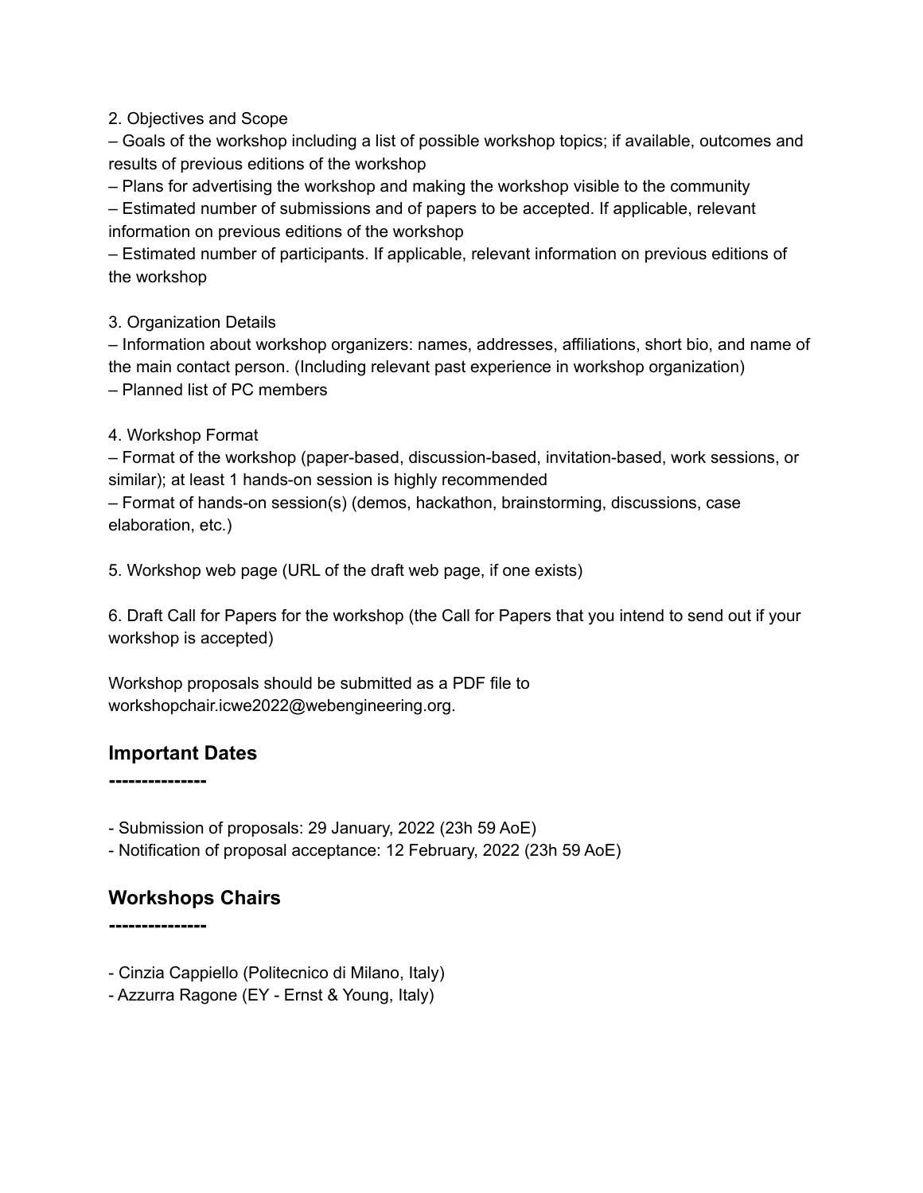2. Objectives and Scope

– Goals of the workshop including a list of possible workshop topics; if available, outcomes and results of previous editions of the workshop

– Plans for advertising the workshop and making the workshop visible to the community

– Estimated number of submissions and of papers to be accepted. If applicable, relevant information on previous editions of the workshop

– Estimated number of participants. If applicable, relevant information on previous editions of the workshop

3. Organization Details

– Information about workshop organizers: names, addresses, affiliations, short bio, and name of the main contact person. (Including relevant past experience in workshop organization)

– Planned list of PC members

4. Workshop Format

– Format of the workshop (paper-based, discussion-based, invitation-based, work sessions, or similar); at least 1 hands-on session is highly recommended

– Format of hands-on session(s) (demos, hackathon, brainstorming, discussions, case elaboration, etc.)

5. Workshop web page (URL of the draft web page, if one exists)

6. Draft Call for Papers for the workshop (the Call for Papers that you intend to send out if your workshop is accepted)

Workshop proposals should be submitted as a PDF file to workshopchair.icwe2022@webengineering.org.

## Important Dates

---------------

- Submission of proposals: 29 January, 2022 (23h 59 AoE)
- Notification of proposal acceptance: 12 February, 2022 (23h 59 AoE)

## Workshops Chairs

---------------

- Cinzia Cappiello (Politecnico di Milano, Italy)
- Azzurra Ragone (EY - Ernst & Young, Italy)